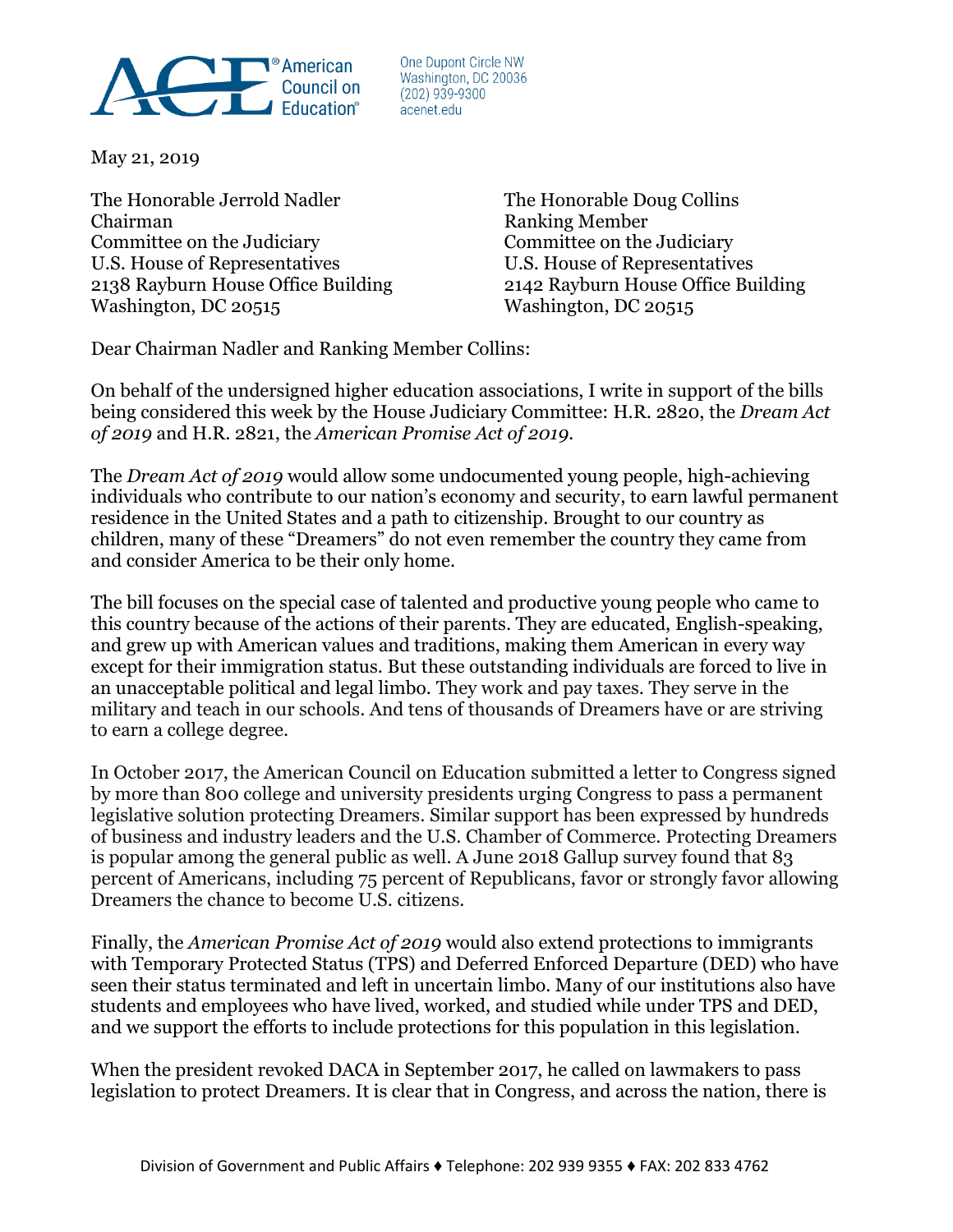American Council on Education®

One Dupont Circle NW
Washington, DC 20036
(202) 939-9300
acenet.edu

May 21, 2019

The Honorable Jerrold Nadler
Chairman
Committee on the Judiciary
U.S. House of Representatives
2138 Rayburn House Office Building
Washington, DC 20515

The Honorable Doug Collins
Ranking Member
Committee on the Judiciary
U.S. House of Representatives
2142 Rayburn House Office Building
Washington, DC 20515

Dear Chairman Nadler and Ranking Member Collins:

On behalf of the undersigned higher education associations, I write in support of the bills being considered this week by the House Judiciary Committee: H.R. 2820, the *Dream Act of 2019* and H.R. 2821, the *American Promise Act of 2019*.

The *Dream Act of 2019* would allow some undocumented young people, high-achieving individuals who contribute to our nation's economy and security, to earn lawful permanent residence in the United States and a path to citizenship. Brought to our country as children, many of these "Dreamers" do not even remember the country they came from and consider America to be their only home.

The bill focuses on the special case of talented and productive young people who came to this country because of the actions of their parents. They are educated, English-speaking, and grew up with American values and traditions, making them American in every way except for their immigration status. But these outstanding individuals are forced to live in an unacceptable political and legal limbo. They work and pay taxes. They serve in the military and teach in our schools. And tens of thousands of Dreamers have or are striving to earn a college degree.

In October 2017, the American Council on Education submitted a letter to Congress signed by more than 800 college and university presidents urging Congress to pass a permanent legislative solution protecting Dreamers. Similar support has been expressed by hundreds of business and industry leaders and the U.S. Chamber of Commerce. Protecting Dreamers is popular among the general public as well. A June 2018 Gallup survey found that 83 percent of Americans, including 75 percent of Republicans, favor or strongly favor allowing Dreamers the chance to become U.S. citizens.

Finally, the *American Promise Act of 2019* would also extend protections to immigrants with Temporary Protected Status (TPS) and Deferred Enforced Departure (DED) who have seen their status terminated and left in uncertain limbo. Many of our institutions also have students and employees who have lived, worked, and studied while under TPS and DED, and we support the efforts to include protections for this population in this legislation.

When the president revoked DACA in September 2017, he called on lawmakers to pass legislation to protect Dreamers. It is clear that in Congress, and across the nation, there is

Division of Government and Public Affairs ♦ Telephone: 202 939 9355 ♦ FAX: 202 833 4762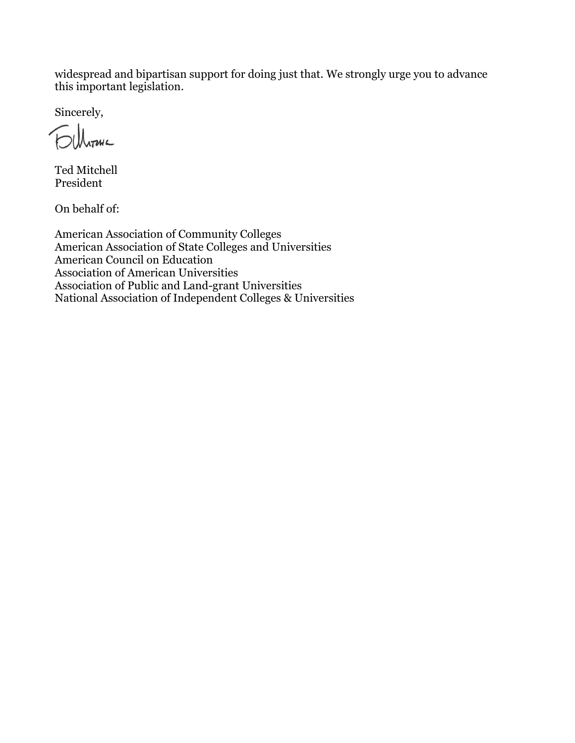widespread and bipartisan support for doing just that. We strongly urge you to advance this important legislation.

Sincerely,

Ted Mitchell
President

On behalf of:

American Association of Community Colleges
American Association of State Colleges and Universities
American Council on Education
Association of American Universities
Association of Public and Land-grant Universities
National Association of Independent Colleges & Universities